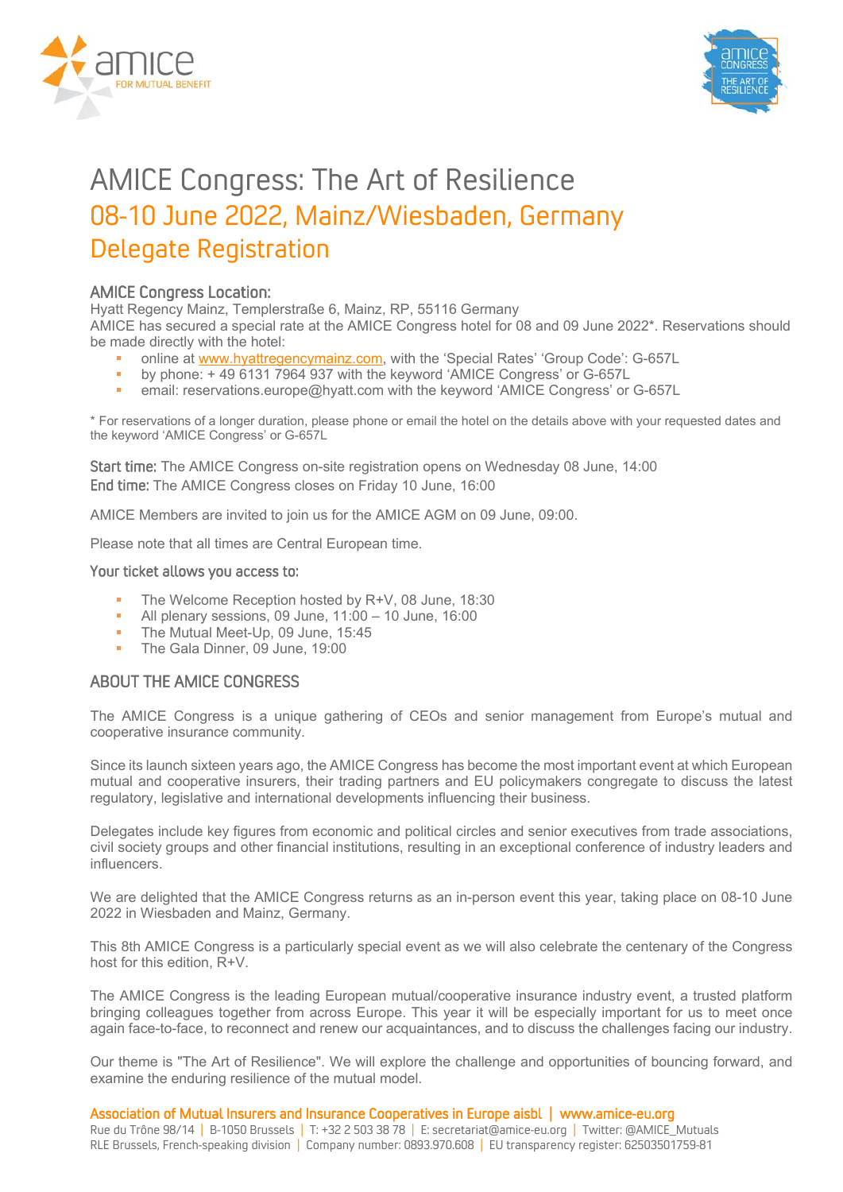# AMICE Congress: The Art of Resilience

## 08-10 June 2022, Mainz/Wiesbaden, Germany

## Delegate Registration

### AMICE Congress Location:

Hyatt Regency Mainz, Templerstraße 6, Mainz, RP, 55116 Germany

AMICE has secured a special rate at the AMICE Congress hotel for 08 and 09 June 2022*. Reservations should be made directly with the hotel:

- online at www.hyattregencymainz.com, with the 'Special Rates' 'Group Code': G-657L
- by phone: + 49 6131 7964 937 with the keyword 'AMICE Congress' or G-657L
- email: reservations.europe@hyatt.com with the keyword 'AMICE Congress' or G-657L

* For reservations of a longer duration, please phone or email the hotel on the details above with your requested dates and the keyword 'AMICE Congress' or G-657L

**Start time:** The AMICE Congress on-site registration opens on Wednesday 08 June, 14:00

**End time:** The AMICE Congress closes on Friday 10 June, 16:00

AMICE Members are invited to join us for the AMICE AGM on 09 June, 09:00.

Please note that all times are Central European time.

**Your ticket allows you access to:**

- The Welcome Reception hosted by R+V, 08 June, 18:30
- All plenary sessions, 09 June, 11:00 – 10 June, 16:00
- The Mutual Meet-Up, 09 June, 15:45
- The Gala Dinner, 09 June, 19:00

### ABOUT THE AMICE CONGRESS

The AMICE Congress is a unique gathering of CEOs and senior management from Europe's mutual and cooperative insurance community.

Since its launch sixteen years ago, the AMICE Congress has become the most important event at which European mutual and cooperative insurers, their trading partners and EU policymakers congregate to discuss the latest regulatory, legislative and international developments influencing their business.

Delegates include key figures from economic and political circles and senior executives from trade associations, civil society groups and other financial institutions, resulting in an exceptional conference of industry leaders and influencers.

We are delighted that the AMICE Congress returns as an in-person event this year, taking place on 08-10 June 2022 in Wiesbaden and Mainz, Germany.

This 8th AMICE Congress is a particularly special event as we will also celebrate the centenary of the Congress host for this edition, R+V.

The AMICE Congress is the leading European mutual/cooperative insurance industry event, a trusted platform bringing colleagues together from across Europe. This year it will be especially important for us to meet once again face-to-face, to reconnect and renew our acquaintances, and to discuss the challenges facing our industry.

Our theme is "The Art of Resilience". We will explore the challenge and opportunities of bouncing forward, and examine the enduring resilience of the mutual model.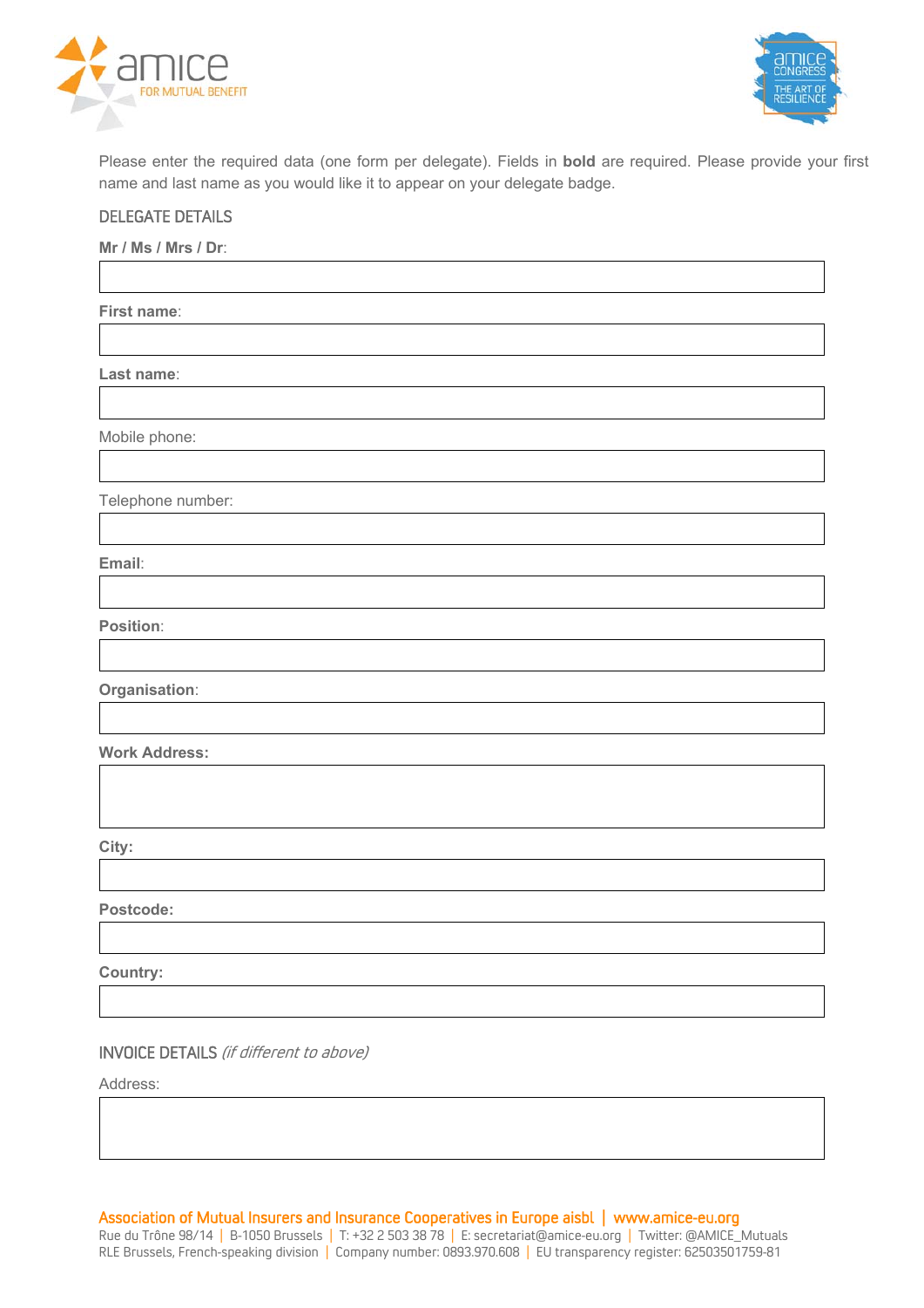Please enter the required data (one form per delegate). Fields in **bold** are required. Please provide your first name and last name as you would like it to appear on your delegate badge.

## DELEGATE DETAILS

**Mr / Ms / Mrs / Dr**:

**First name**:

**Last name**:

Mobile phone:

Telephone number:

**Email**:

**Position**:

**Organisation**:

**Work Address:**

**City:**

**Postcode:**

**Country:**

## INVOICE DETAILS *(if different to above)*

Address:

Association of Mutual Insurers and Insurance Cooperatives in Europe aisbl | www.amice-eu.org
Rue du Trône 98/14 | B-1050 Brussels | T: +32 2 503 38 78 | E: secretariat@amice-eu.org | Twitter: @AMICE_Mutuals
RLE Brussels, French-speaking division | Company number: 0893.970.608 | EU transparency register: 62503501759-81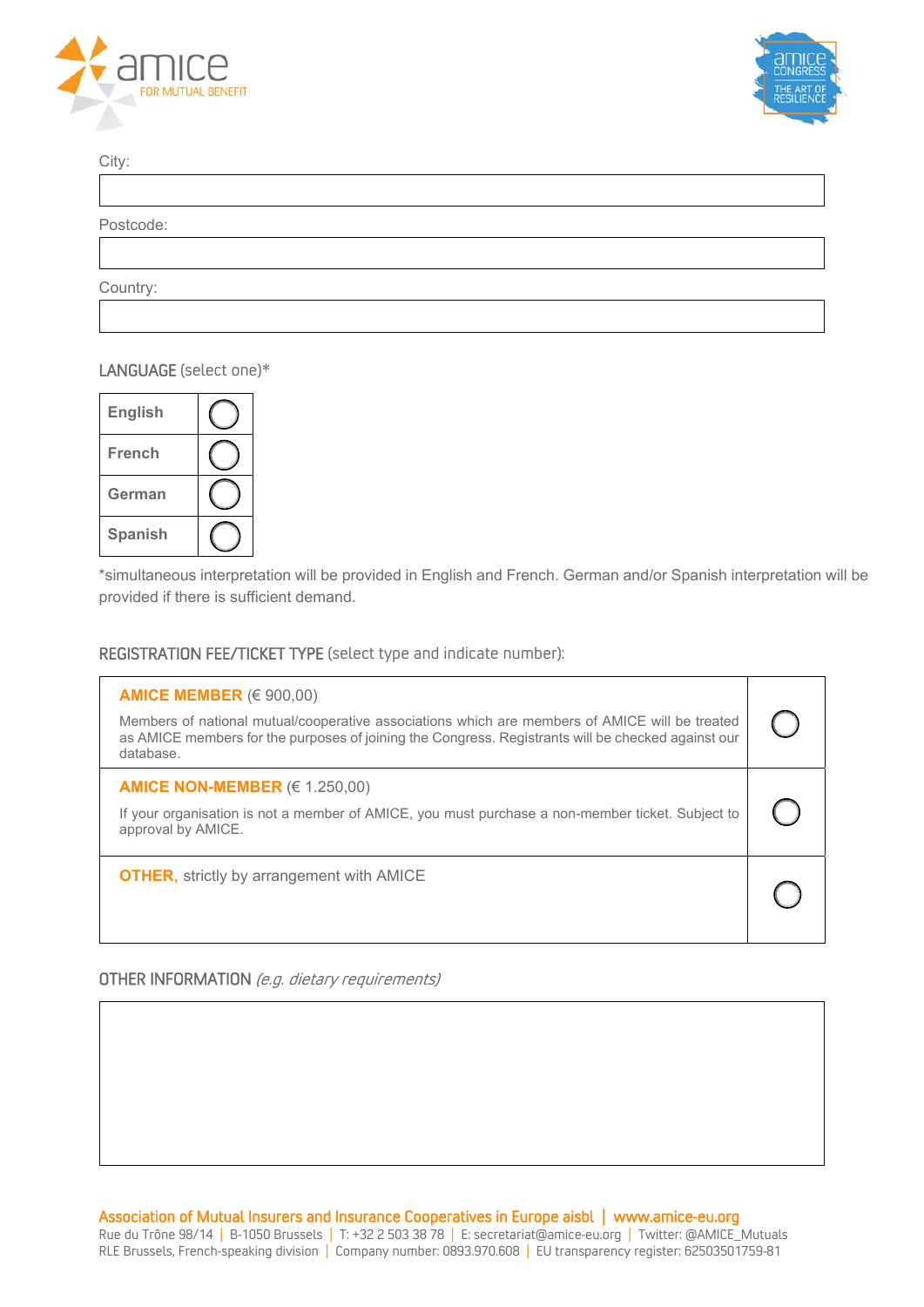City:

Postcode:

Country:

LANGUAGE (select one)*

| English | ◯ |
|---|---|
| French | ◯ |
| German | ◯ |
| Spanish | ◯ |

*simultaneous interpretation will be provided in English and French. German and/or Spanish interpretation will be provided if there is sufficient demand.

REGISTRATION FEE/TICKET TYPE (select type and indicate number):

| | |
|---|---|
| **AMICE MEMBER** (€ 900,00)<br>Members of national mutual/cooperative associations which are members of AMICE will be treated as AMICE members for the purposes of joining the Congress. Registrants will be checked against our database. | ◯ |
| **AMICE NON-MEMBER** (€ 1.250,00)<br>If your organisation is not a member of AMICE, you must purchase a non-member ticket. Subject to approval by AMICE. | ◯ |
| **OTHER**, strictly by arrangement with AMICE | ◯ |

OTHER INFORMATION *(e.g. dietary requirements)*

Association of Mutual Insurers and Insurance Cooperatives in Europe aisbl | www.amice-eu.org
Rue du Trône 98/14 | B-1050 Brussels | T: +32 2 503 38 78 | E: secretariat@amice-eu.org | Twitter: @AMICE_Mutuals
RLE Brussels, French-speaking division | Company number: 0893.970.608 | EU transparency register: 62503501759-81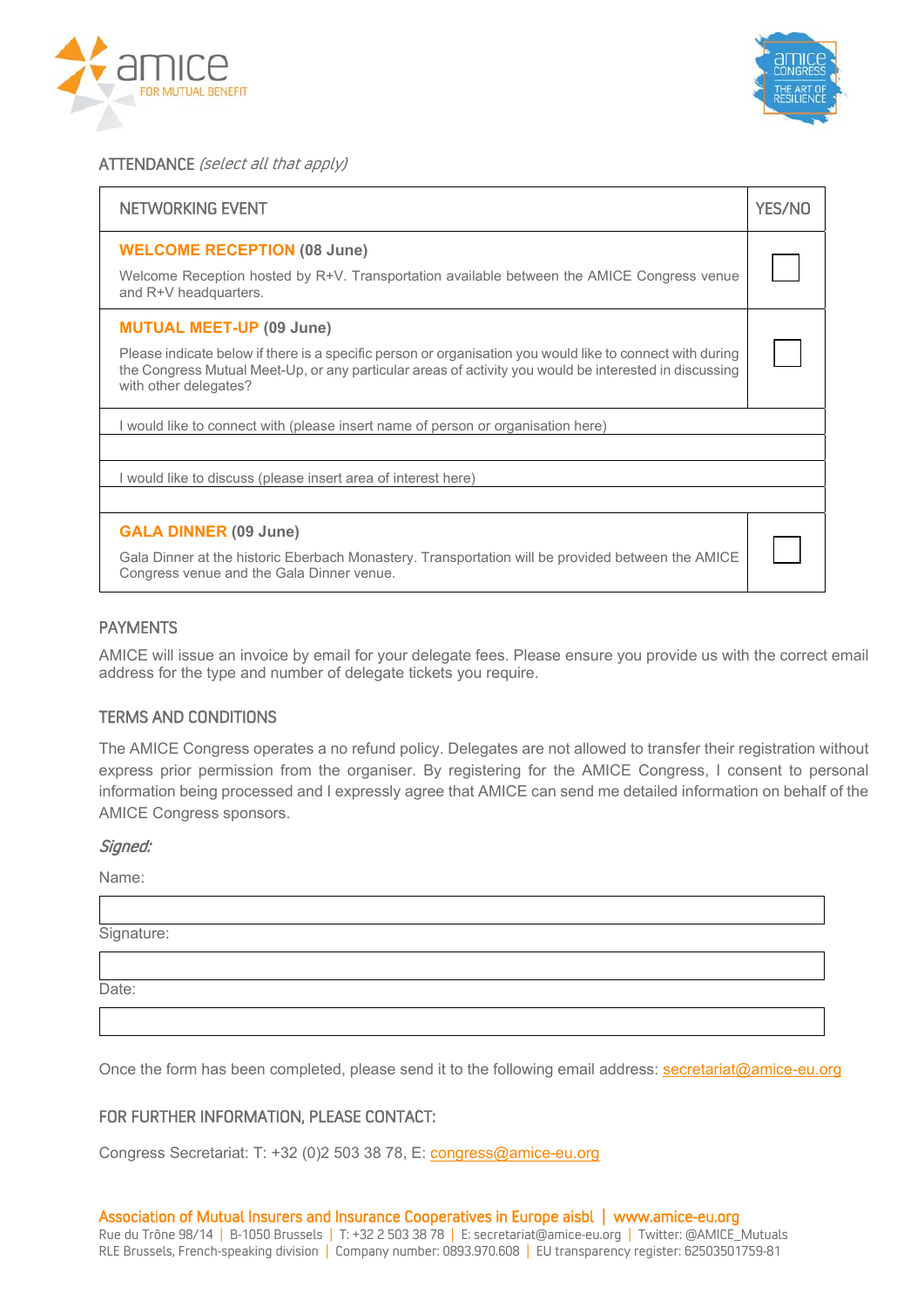ATTENDANCE *(select all that apply)*

| NETWORKING EVENT | YES/NO |
|---|---|
| **WELCOME RECEPTION (08 June)**<br>Welcome Reception hosted by R+V. Transportation available between the AMICE Congress venue and R+V headquarters. | ☐ |
| **MUTUAL MEET-UP (09 June)**<br>Please indicate below if there is a specific person or organisation you would like to connect with during the Congress Mutual Meet-Up, or any particular areas of activity you would be interested in discussing with other delegates? | ☐ |
| I would like to connect with (please insert name of person or organisation here) | |
| | |
| I would like to discuss (please insert area of interest here) | |
| | |
| **GALA DINNER (09 June)**<br>Gala Dinner at the historic Eberbach Monastery. Transportation will be provided between the AMICE Congress venue and the Gala Dinner venue. | ☐ |

## PAYMENTS

AMICE will issue an invoice by email for your delegate fees. Please ensure you provide us with the correct email address for the type and number of delegate tickets you require.

## TERMS AND CONDITIONS

The AMICE Congress operates a no refund policy. Delegates are not allowed to transfer their registration without express prior permission from the organiser. By registering for the AMICE Congress, I consent to personal information being processed and I expressly agree that AMICE can send me detailed information on behalf of the AMICE Congress sponsors.

*Signed:*

Name:

Signature:

Date:

Once the form has been completed, please send it to the following email address: secretariat@amice-eu.org

## FOR FURTHER INFORMATION, PLEASE CONTACT:

Congress Secretariat: T: +32 (0)2 503 38 78, E: congress@amice-eu.org

Association of Mutual Insurers and Insurance Cooperatives in Europe aisbl | www.amice-eu.org
Rue du Trône 98/14 | B-1050 Brussels | T: +32 2 503 38 78 | E: secretariat@amice-eu.org | Twitter: @AMICE_Mutuals
RLE Brussels, French-speaking division | Company number: 0893.970.608 | EU transparency register: 62503501759-81